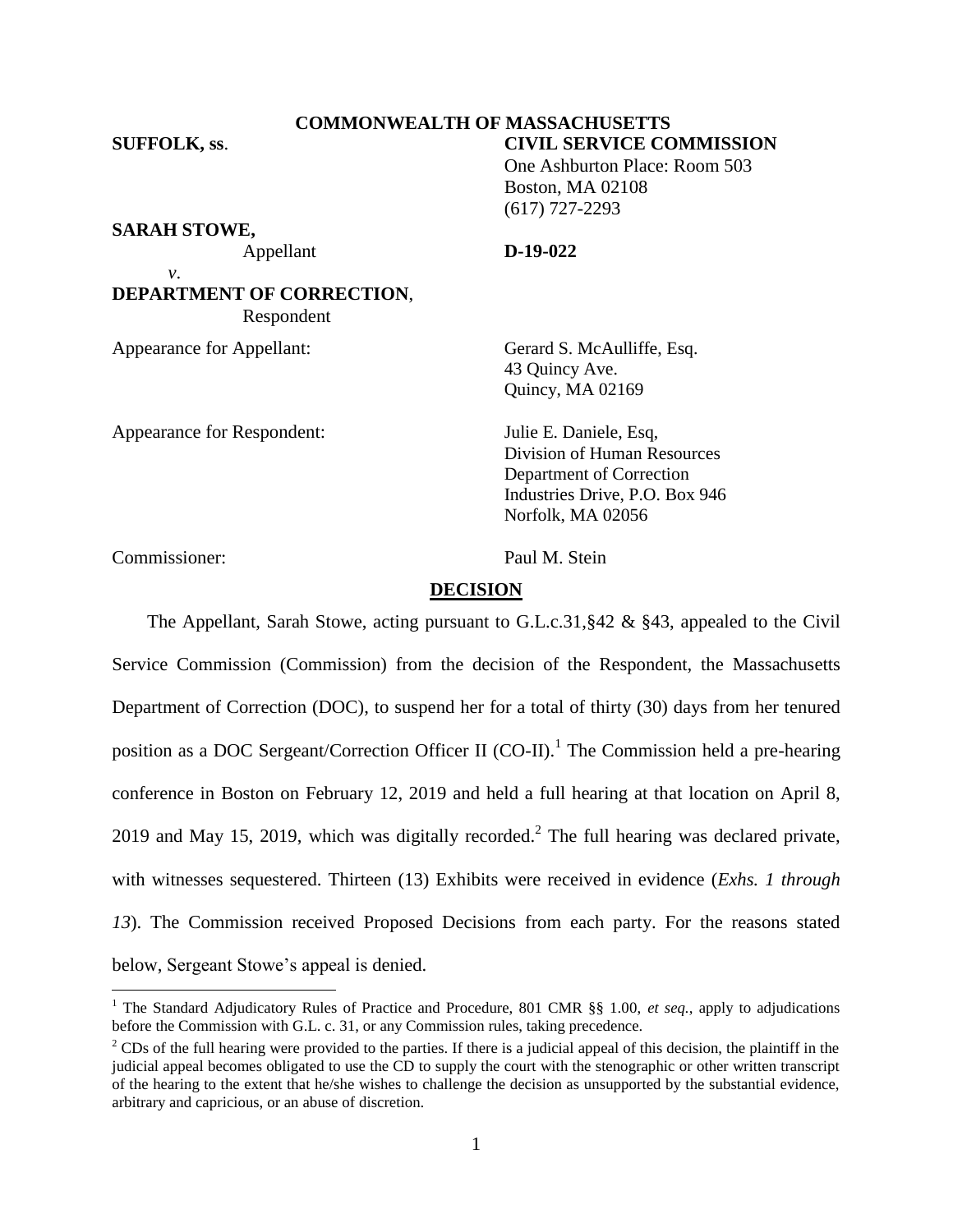**COMMONWEALTH OF MASSACHUSETTS**

**SUFFOLK, ss.** **CIVIL SERVICE COMMISSION**

One Ashburton Place: Room 503
Boston, MA 02108
(617) 727-2293

**SARAH STOWE,**
Appellant **D-19-022**

*v.*

**DEPARTMENT OF CORRECTION**,
Respondent

Appearance for Appellant: Gerard S. McAulliffe, Esq.
43 Quincy Ave.
Quincy, MA 02169

Appearance for Respondent: Julie E. Daniele, Esq,
Division of Human Resources
Department of Correction
Industries Drive, P.O. Box 946
Norfolk, MA 02056

Commissioner: Paul M. Stein

## DECISION

The Appellant, Sarah Stowe, acting pursuant to G.L.c.31,§42 & §43, appealed to the Civil Service Commission (Commission) from the decision of the Respondent, the Massachusetts Department of Correction (DOC), to suspend her for a total of thirty (30) days from her tenured position as a DOC Sergeant/Correction Officer II (CO-II).[1] The Commission held a pre-hearing conference in Boston on February 12, 2019 and held a full hearing at that location on April 8, 2019 and May 15, 2019, which was digitally recorded.[2] The full hearing was declared private, with witnesses sequestered. Thirteen (13) Exhibits were received in evidence (*Exhs. 1 through 13*). The Commission received Proposed Decisions from each party. For the reasons stated below, Sergeant Stowe's appeal is denied.

---

[1] The Standard Adjudicatory Rules of Practice and Procedure, 801 CMR §§ 1.00, *et seq.*, apply to adjudications before the Commission with G.L. c. 31, or any Commission rules, taking precedence.

[2] CDs of the full hearing were provided to the parties. If there is a judicial appeal of this decision, the plaintiff in the judicial appeal becomes obligated to use the CD to supply the court with the stenographic or other written transcript of the hearing to the extent that he/she wishes to challenge the decision as unsupported by the substantial evidence, arbitrary and capricious, or an abuse of discretion.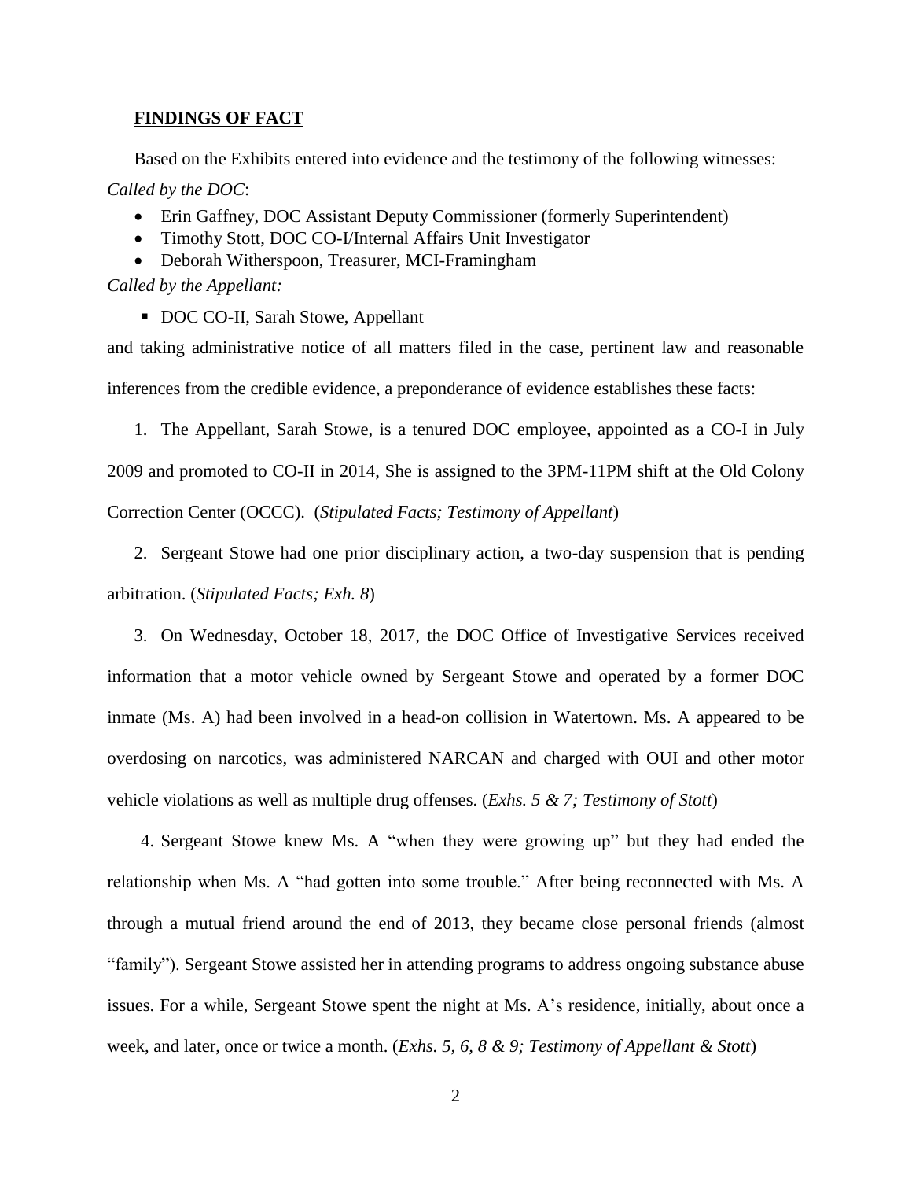## FINDINGS OF FACT

Based on the Exhibits entered into evidence and the testimony of the following witnesses:

*Called by the DOC*:

- Erin Gaffney, DOC Assistant Deputy Commissioner (formerly Superintendent)
- Timothy Stott, DOC CO-I/Internal Affairs Unit Investigator
- Deborah Witherspoon, Treasurer, MCI-Framingham

*Called by the Appellant:*

- DOC CO-II, Sarah Stowe, Appellant

and taking administrative notice of all matters filed in the case, pertinent law and reasonable inferences from the credible evidence, a preponderance of evidence establishes these facts:

1. The Appellant, Sarah Stowe, is a tenured DOC employee, appointed as a CO-I in July 2009 and promoted to CO-II in 2014, She is assigned to the 3PM-11PM shift at the Old Colony Correction Center (OCCC). (*Stipulated Facts; Testimony of Appellant*)

2. Sergeant Stowe had one prior disciplinary action, a two-day suspension that is pending arbitration. (*Stipulated Facts; Exh. 8*)

3. On Wednesday, October 18, 2017, the DOC Office of Investigative Services received information that a motor vehicle owned by Sergeant Stowe and operated by a former DOC inmate (Ms. A) had been involved in a head-on collision in Watertown. Ms. A appeared to be overdosing on narcotics, was administered NARCAN and charged with OUI and other motor vehicle violations as well as multiple drug offenses. (*Exhs. 5 & 7; Testimony of Stott*)

4. Sergeant Stowe knew Ms. A "when they were growing up" but they had ended the relationship when Ms. A "had gotten into some trouble." After being reconnected with Ms. A through a mutual friend around the end of 2013, they became close personal friends (almost "family"). Sergeant Stowe assisted her in attending programs to address ongoing substance abuse issues. For a while, Sergeant Stowe spent the night at Ms. A's residence, initially, about once a week, and later, once or twice a month. (*Exhs. 5, 6, 8 & 9; Testimony of Appellant & Stott*)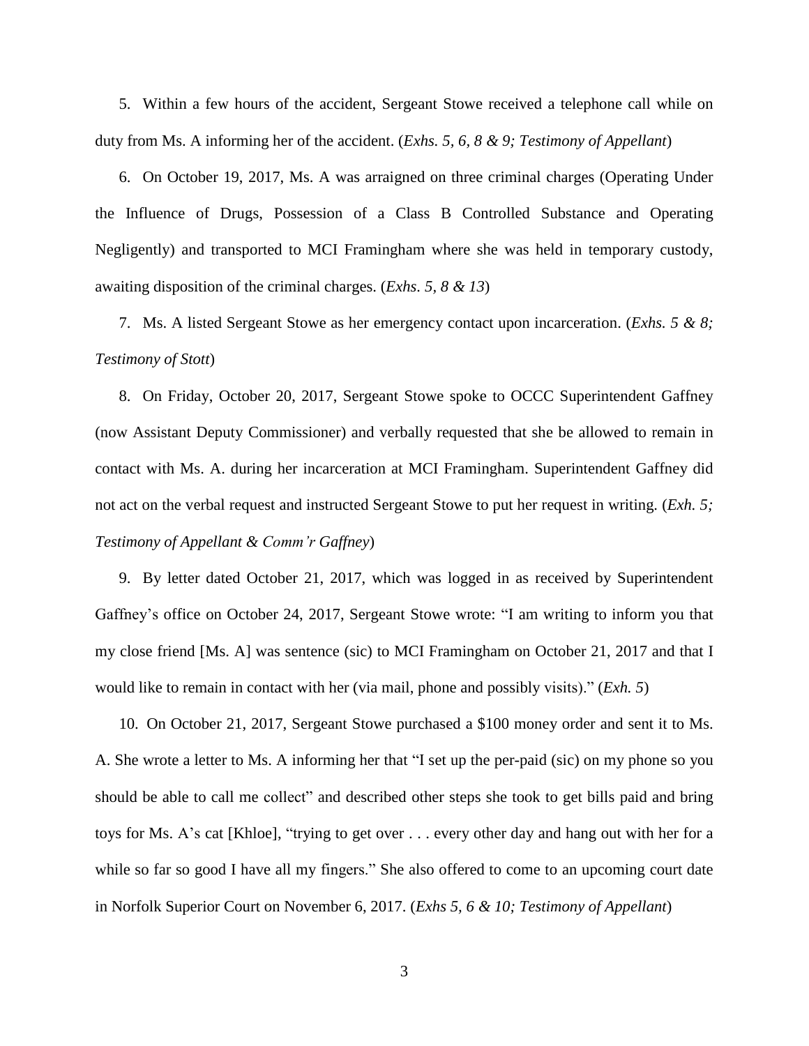5. Within a few hours of the accident, Sergeant Stowe received a telephone call while on duty from Ms. A informing her of the accident. (*Exhs. 5, 6, 8 & 9; Testimony of Appellant*)

6. On October 19, 2017, Ms. A was arraigned on three criminal charges (Operating Under the Influence of Drugs, Possession of a Class B Controlled Substance and Operating Negligently) and transported to MCI Framingham where she was held in temporary custody, awaiting disposition of the criminal charges. (*Exhs. 5, 8 & 13*)

7. Ms. A listed Sergeant Stowe as her emergency contact upon incarceration. (*Exhs. 5 & 8; Testimony of Stott*)

8. On Friday, October 20, 2017, Sergeant Stowe spoke to OCCC Superintendent Gaffney (now Assistant Deputy Commissioner) and verbally requested that she be allowed to remain in contact with Ms. A. during her incarceration at MCI Framingham. Superintendent Gaffney did not act on the verbal request and instructed Sergeant Stowe to put her request in writing. (*Exh. 5; Testimony of Appellant & Comm'r Gaffney*)

9. By letter dated October 21, 2017, which was logged in as received by Superintendent Gaffney's office on October 24, 2017, Sergeant Stowe wrote: "I am writing to inform you that my close friend [Ms. A] was sentence (sic) to MCI Framingham on October 21, 2017 and that I would like to remain in contact with her (via mail, phone and possibly visits)." (*Exh. 5*)

10. On October 21, 2017, Sergeant Stowe purchased a $100 money order and sent it to Ms. A. She wrote a letter to Ms. A informing her that "I set up the per-paid (sic) on my phone so you should be able to call me collect" and described other steps she took to get bills paid and bring toys for Ms. A's cat [Khloe], "trying to get over . . . every other day and hang out with her for a while so far so good I have all my fingers." She also offered to come to an upcoming court date in Norfolk Superior Court on November 6, 2017. (*Exhs 5, 6 & 10; Testimony of Appellant*)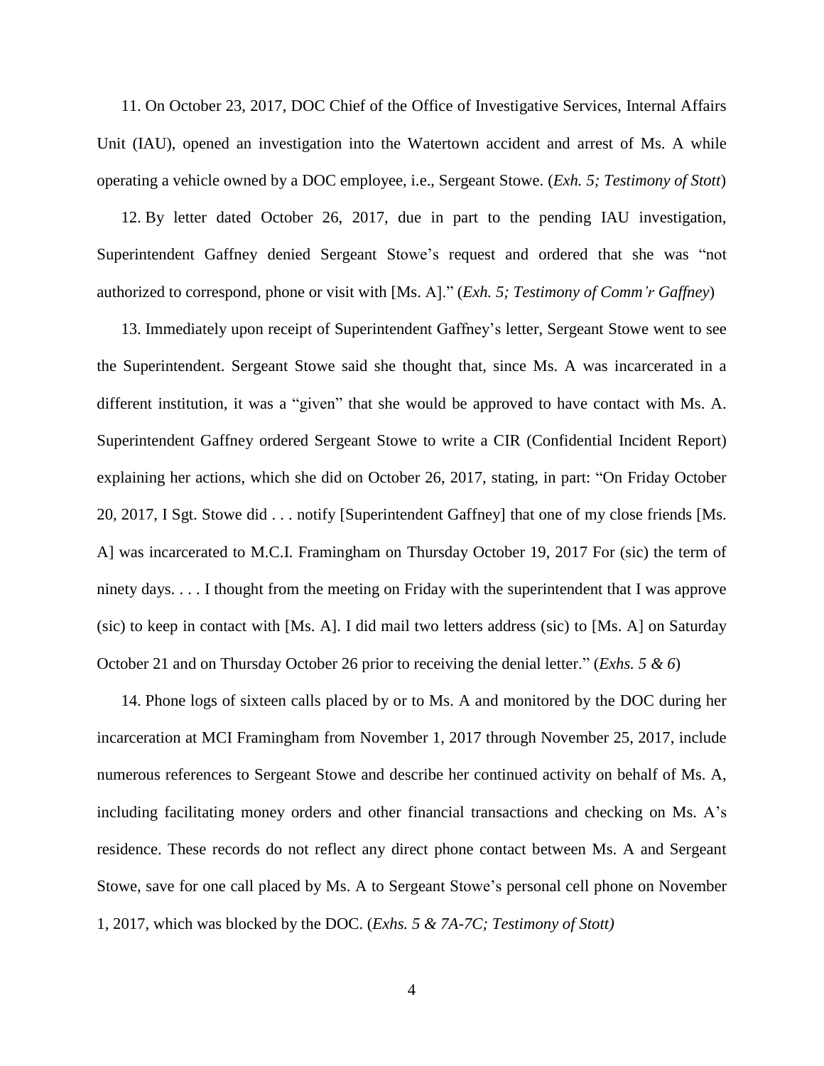11. On October 23, 2017, DOC Chief of the Office of Investigative Services, Internal Affairs Unit (IAU), opened an investigation into the Watertown accident and arrest of Ms. A while operating a vehicle owned by a DOC employee, i.e., Sergeant Stowe. (*Exh. 5; Testimony of Stott*)

12. By letter dated October 26, 2017, due in part to the pending IAU investigation, Superintendent Gaffney denied Sergeant Stowe's request and ordered that she was "not authorized to correspond, phone or visit with [Ms. A]." (*Exh. 5; Testimony of Comm'r Gaffney*)

13. Immediately upon receipt of Superintendent Gaffney's letter, Sergeant Stowe went to see the Superintendent. Sergeant Stowe said she thought that, since Ms. A was incarcerated in a different institution, it was a "given" that she would be approved to have contact with Ms. A. Superintendent Gaffney ordered Sergeant Stowe to write a CIR (Confidential Incident Report) explaining her actions, which she did on October 26, 2017, stating, in part: "On Friday October 20, 2017, I Sgt. Stowe did . . . notify [Superintendent Gaffney] that one of my close friends [Ms. A] was incarcerated to M.C.I. Framingham on Thursday October 19, 2017 For (sic) the term of ninety days. . . . I thought from the meeting on Friday with the superintendent that I was approve (sic) to keep in contact with [Ms. A]. I did mail two letters address (sic) to [Ms. A] on Saturday October 21 and on Thursday October 26 prior to receiving the denial letter." (*Exhs. 5 & 6*)

14. Phone logs of sixteen calls placed by or to Ms. A and monitored by the DOC during her incarceration at MCI Framingham from November 1, 2017 through November 25, 2017, include numerous references to Sergeant Stowe and describe her continued activity on behalf of Ms. A, including facilitating money orders and other financial transactions and checking on Ms. A's residence. These records do not reflect any direct phone contact between Ms. A and Sergeant Stowe, save for one call placed by Ms. A to Sergeant Stowe's personal cell phone on November 1, 2017, which was blocked by the DOC. (*Exhs. 5 & 7A-7C; Testimony of Stott)*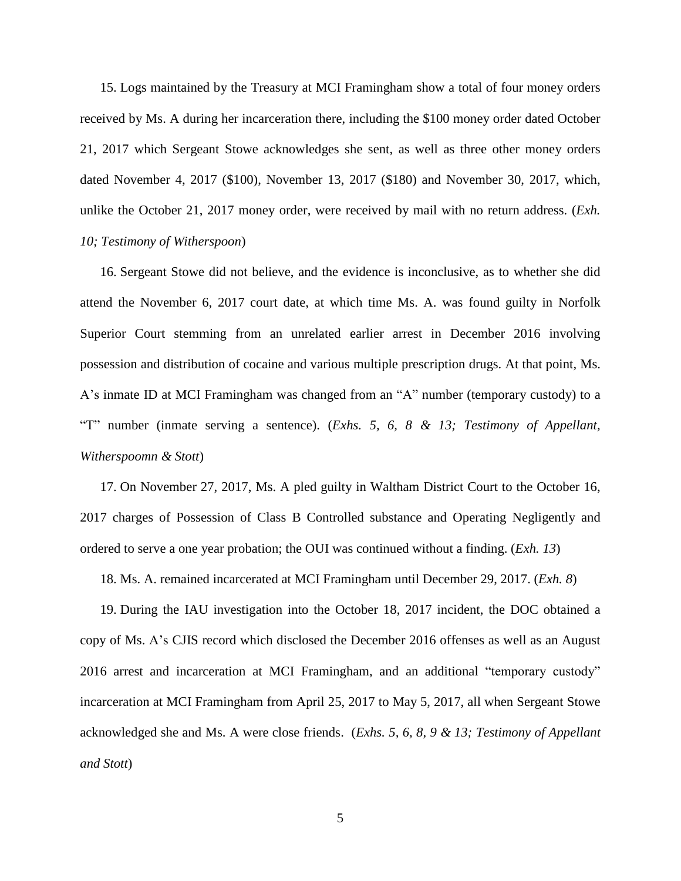15. Logs maintained by the Treasury at MCI Framingham show a total of four money orders received by Ms. A during her incarceration there, including the $100 money order dated October 21, 2017 which Sergeant Stowe acknowledges she sent, as well as three other money orders dated November 4, 2017 ($100), November 13, 2017 ($180) and November 30, 2017, which, unlike the October 21, 2017 money order, were received by mail with no return address. (*Exh. 10; Testimony of Witherspoon*)

16. Sergeant Stowe did not believe, and the evidence is inconclusive, as to whether she did attend the November 6, 2017 court date, at which time Ms. A. was found guilty in Norfolk Superior Court stemming from an unrelated earlier arrest in December 2016 involving possession and distribution of cocaine and various multiple prescription drugs. At that point, Ms. A's inmate ID at MCI Framingham was changed from an "A" number (temporary custody) to a "T" number (inmate serving a sentence). (*Exhs. 5, 6, 8 & 13; Testimony of Appellant, Witherspoomn & Stott*)

17. On November 27, 2017, Ms. A pled guilty in Waltham District Court to the October 16, 2017 charges of Possession of Class B Controlled substance and Operating Negligently and ordered to serve a one year probation; the OUI was continued without a finding. (*Exh. 13*)

18. Ms. A. remained incarcerated at MCI Framingham until December 29, 2017. (*Exh. 8*)

19. During the IAU investigation into the October 18, 2017 incident, the DOC obtained a copy of Ms. A's CJIS record which disclosed the December 2016 offenses as well as an August 2016 arrest and incarceration at MCI Framingham, and an additional "temporary custody" incarceration at MCI Framingham from April 25, 2017 to May 5, 2017, all when Sergeant Stowe acknowledged she and Ms. A were close friends. (*Exhs. 5, 6, 8, 9 & 13; Testimony of Appellant and Stott*)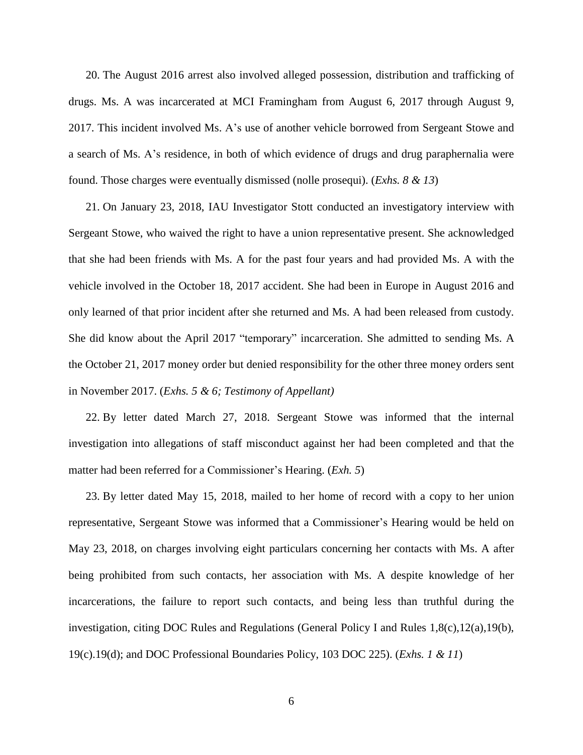20. The August 2016 arrest also involved alleged possession, distribution and trafficking of drugs. Ms. A was incarcerated at MCI Framingham from August 6, 2017 through August 9, 2017. This incident involved Ms. A's use of another vehicle borrowed from Sergeant Stowe and a search of Ms. A's residence, in both of which evidence of drugs and drug paraphernalia were found. Those charges were eventually dismissed (nolle prosequi). (*Exhs. 8 & 13*)

21. On January 23, 2018, IAU Investigator Stott conducted an investigatory interview with Sergeant Stowe, who waived the right to have a union representative present. She acknowledged that she had been friends with Ms. A for the past four years and had provided Ms. A with the vehicle involved in the October 18, 2017 accident. She had been in Europe in August 2016 and only learned of that prior incident after she returned and Ms. A had been released from custody. She did know about the April 2017 "temporary" incarceration. She admitted to sending Ms. A the October 21, 2017 money order but denied responsibility for the other three money orders sent in November 2017. (*Exhs. 5 & 6; Testimony of Appellant)*

22. By letter dated March 27, 2018. Sergeant Stowe was informed that the internal investigation into allegations of staff misconduct against her had been completed and that the matter had been referred for a Commissioner's Hearing. (*Exh. 5*)

23. By letter dated May 15, 2018, mailed to her home of record with a copy to her union representative, Sergeant Stowe was informed that a Commissioner's Hearing would be held on May 23, 2018, on charges involving eight particulars concerning her contacts with Ms. A after being prohibited from such contacts, her association with Ms. A despite knowledge of her incarcerations, the failure to report such contacts, and being less than truthful during the investigation, citing DOC Rules and Regulations (General Policy I and Rules 1,8(c),12(a),19(b), 19(c).19(d); and DOC Professional Boundaries Policy, 103 DOC 225). (*Exhs. 1 & 11*)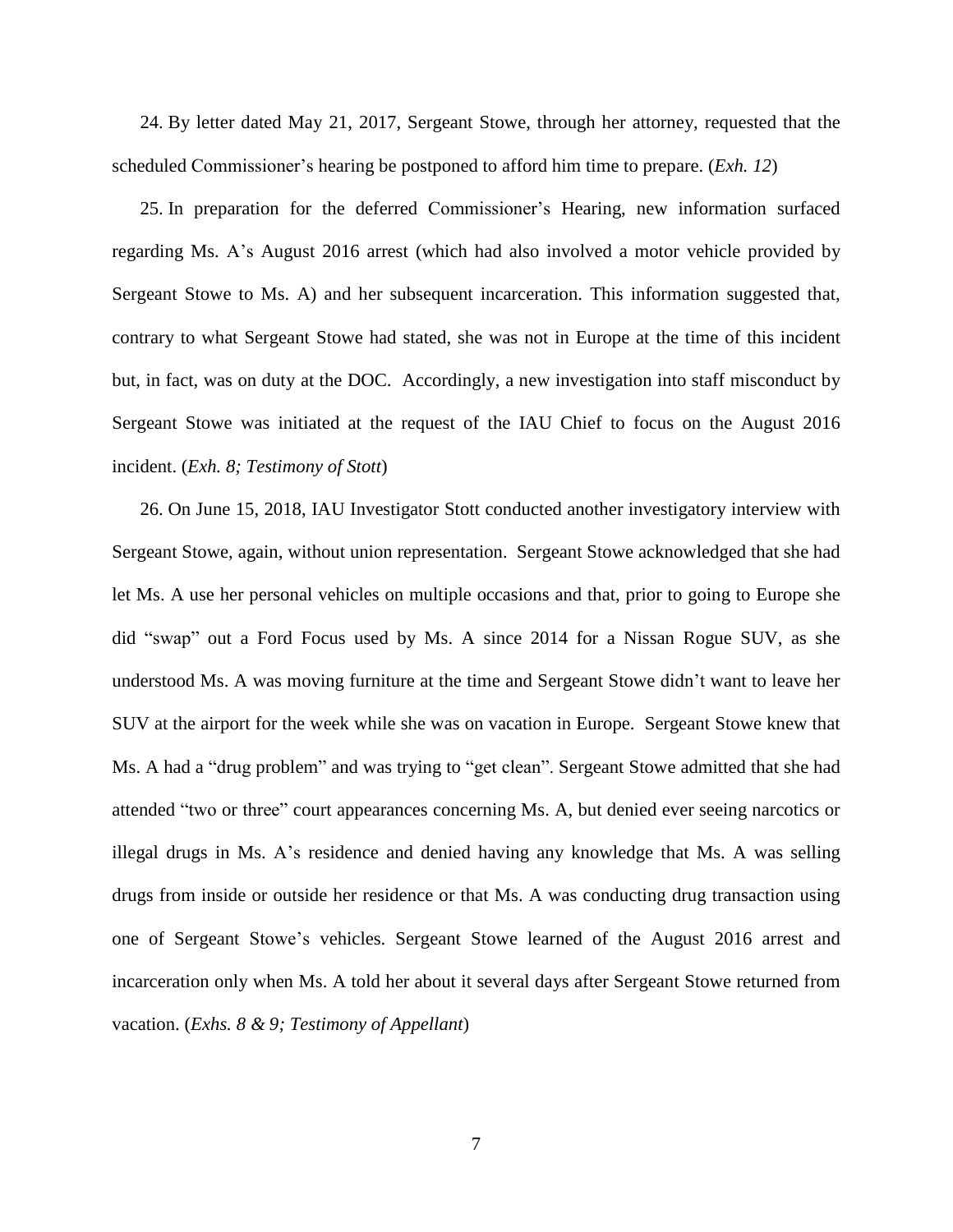24. By letter dated May 21, 2017, Sergeant Stowe, through her attorney, requested that the scheduled Commissioner's hearing be postponed to afford him time to prepare. (*Exh. 12*)

25. In preparation for the deferred Commissioner's Hearing, new information surfaced regarding Ms. A's August 2016 arrest (which had also involved a motor vehicle provided by Sergeant Stowe to Ms. A) and her subsequent incarceration. This information suggested that, contrary to what Sergeant Stowe had stated, she was not in Europe at the time of this incident but, in fact, was on duty at the DOC. Accordingly, a new investigation into staff misconduct by Sergeant Stowe was initiated at the request of the IAU Chief to focus on the August 2016 incident. (*Exh. 8; Testimony of Stott*)

26. On June 15, 2018, IAU Investigator Stott conducted another investigatory interview with Sergeant Stowe, again, without union representation. Sergeant Stowe acknowledged that she had let Ms. A use her personal vehicles on multiple occasions and that, prior to going to Europe she did "swap" out a Ford Focus used by Ms. A since 2014 for a Nissan Rogue SUV, as she understood Ms. A was moving furniture at the time and Sergeant Stowe didn't want to leave her SUV at the airport for the week while she was on vacation in Europe. Sergeant Stowe knew that Ms. A had a "drug problem" and was trying to "get clean". Sergeant Stowe admitted that she had attended "two or three" court appearances concerning Ms. A, but denied ever seeing narcotics or illegal drugs in Ms. A's residence and denied having any knowledge that Ms. A was selling drugs from inside or outside her residence or that Ms. A was conducting drug transaction using one of Sergeant Stowe's vehicles. Sergeant Stowe learned of the August 2016 arrest and incarceration only when Ms. A told her about it several days after Sergeant Stowe returned from vacation. (*Exhs. 8 & 9; Testimony of Appellant*)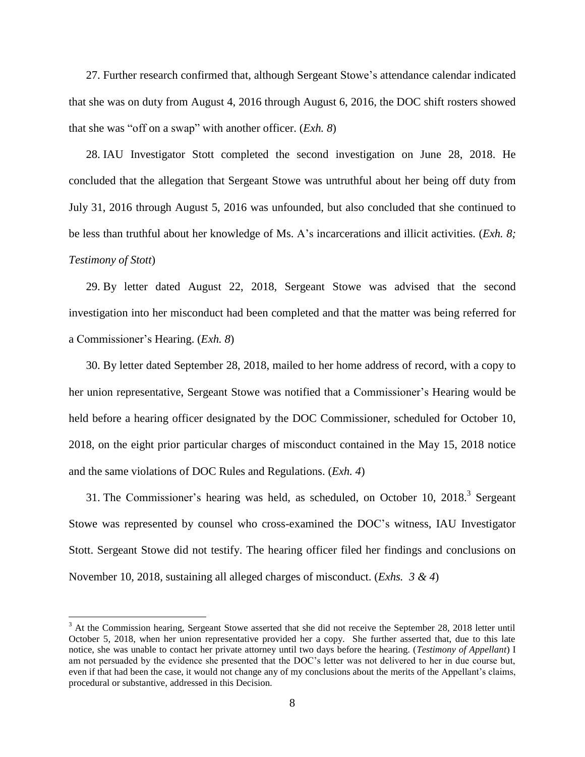27. Further research confirmed that, although Sergeant Stowe's attendance calendar indicated that she was on duty from August 4, 2016 through August 6, 2016, the DOC shift rosters showed that she was "off on a swap" with another officer. (*Exh. 8*)

28. IAU Investigator Stott completed the second investigation on June 28, 2018. He concluded that the allegation that Sergeant Stowe was untruthful about her being off duty from July 31, 2016 through August 5, 2016 was unfounded, but also concluded that she continued to be less than truthful about her knowledge of Ms. A's incarcerations and illicit activities. (*Exh. 8; Testimony of Stott*)

29. By letter dated August 22, 2018, Sergeant Stowe was advised that the second investigation into her misconduct had been completed and that the matter was being referred for a Commissioner's Hearing. (*Exh. 8*)

30. By letter dated September 28, 2018, mailed to her home address of record, with a copy to her union representative, Sergeant Stowe was notified that a Commissioner's Hearing would be held before a hearing officer designated by the DOC Commissioner, scheduled for October 10, 2018, on the eight prior particular charges of misconduct contained in the May 15, 2018 notice and the same violations of DOC Rules and Regulations. (*Exh. 4*)

31. The Commissioner's hearing was held, as scheduled, on October 10, 2018.[3] Sergeant Stowe was represented by counsel who cross-examined the DOC's witness, IAU Investigator Stott. Sergeant Stowe did not testify. The hearing officer filed her findings and conclusions on November 10, 2018, sustaining all alleged charges of misconduct. (*Exhs. 3 & 4*)

---

[3] At the Commission hearing, Sergeant Stowe asserted that she did not receive the September 28, 2018 letter until October 5, 2018, when her union representative provided her a copy. She further asserted that, due to this late notice, she was unable to contact her private attorney until two days before the hearing. (*Testimony of Appellant*) I am not persuaded by the evidence she presented that the DOC's letter was not delivered to her in due course but, even if that had been the case, it would not change any of my conclusions about the merits of the Appellant's claims, procedural or substantive, addressed in this Decision.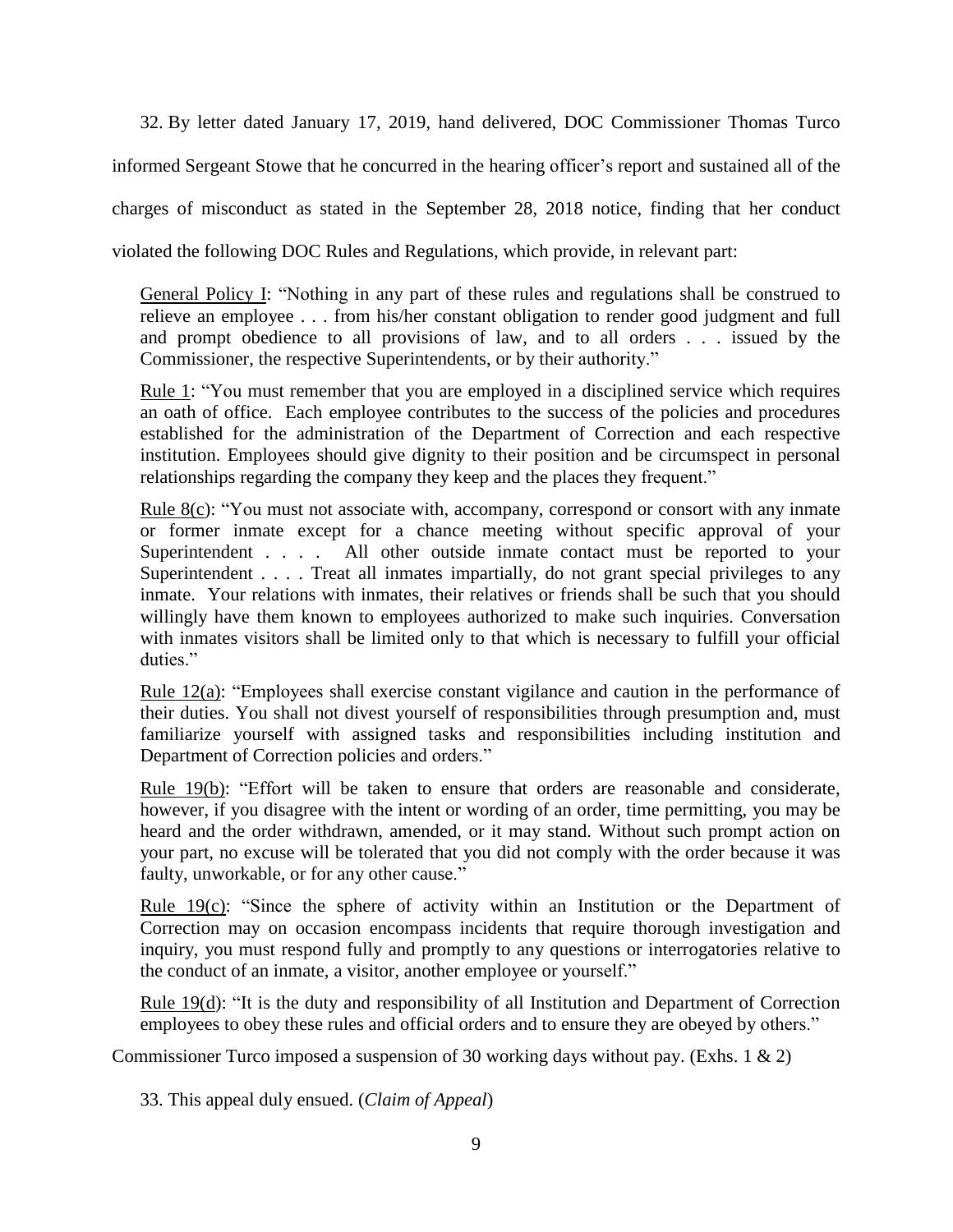32. By letter dated January 17, 2019, hand delivered, DOC Commissioner Thomas Turco informed Sergeant Stowe that he concurred in the hearing officer's report and sustained all of the charges of misconduct as stated in the September 28, 2018 notice, finding that her conduct violated the following DOC Rules and Regulations, which provide, in relevant part:

> General Policy I: "Nothing in any part of these rules and regulations shall be construed to relieve an employee . . . from his/her constant obligation to render good judgment and full and prompt obedience to all provisions of law, and to all orders . . . issued by the Commissioner, the respective Superintendents, or by their authority."
>
> Rule 1: "You must remember that you are employed in a disciplined service which requires an oath of office. Each employee contributes to the success of the policies and procedures established for the administration of the Department of Correction and each respective institution. Employees should give dignity to their position and be circumspect in personal relationships regarding the company they keep and the places they frequent."
>
> Rule 8(c): "You must not associate with, accompany, correspond or consort with any inmate or former inmate except for a chance meeting without specific approval of your Superintendent . . . . All other outside inmate contact must be reported to your Superintendent . . . . Treat all inmates impartially, do not grant special privileges to any inmate. Your relations with inmates, their relatives or friends shall be such that you should willingly have them known to employees authorized to make such inquiries. Conversation with inmates visitors shall be limited only to that which is necessary to fulfill your official duties."
>
> Rule 12(a): "Employees shall exercise constant vigilance and caution in the performance of their duties. You shall not divest yourself of responsibilities through presumption and, must familiarize yourself with assigned tasks and responsibilities including institution and Department of Correction policies and orders."
>
> Rule 19(b): "Effort will be taken to ensure that orders are reasonable and considerate, however, if you disagree with the intent or wording of an order, time permitting, you may be heard and the order withdrawn, amended, or it may stand. Without such prompt action on your part, no excuse will be tolerated that you did not comply with the order because it was faulty, unworkable, or for any other cause."
>
> Rule 19(c): "Since the sphere of activity within an Institution or the Department of Correction may on occasion encompass incidents that require thorough investigation and inquiry, you must respond fully and promptly to any questions or interrogatories relative to the conduct of an inmate, a visitor, another employee or yourself."
>
> Rule 19(d): "It is the duty and responsibility of all Institution and Department of Correction employees to obey these rules and official orders and to ensure they are obeyed by others."

Commissioner Turco imposed a suspension of 30 working days without pay. (Exhs. 1 & 2)

33. This appeal duly ensued. (*Claim of Appeal*)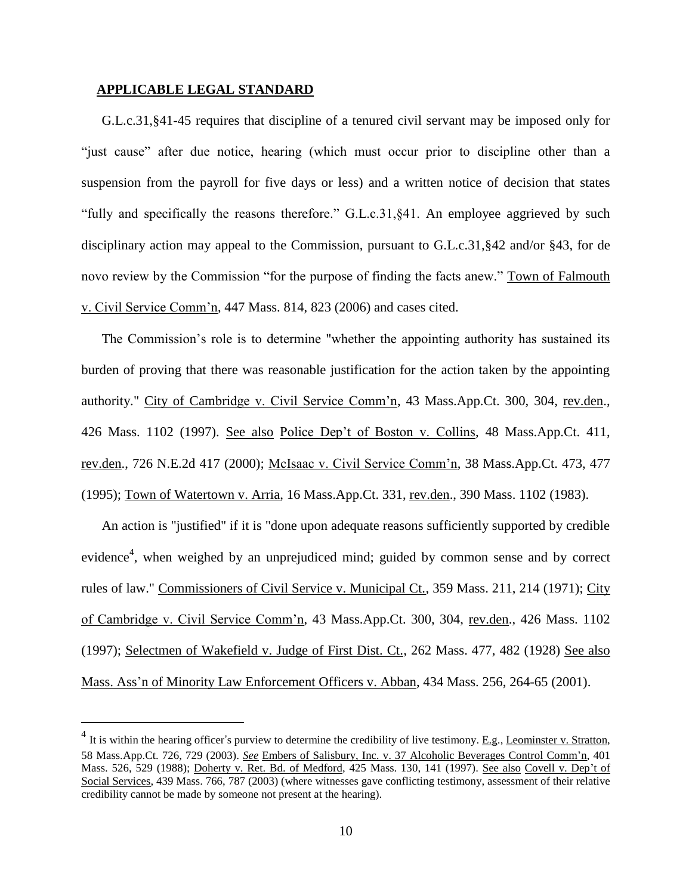## APPLICABLE LEGAL STANDARD

G.L.c.31,§41-45 requires that discipline of a tenured civil servant may be imposed only for "just cause" after due notice, hearing (which must occur prior to discipline other than a suspension from the payroll for five days or less) and a written notice of decision that states "fully and specifically the reasons therefore." G.L.c.31,§41. An employee aggrieved by such disciplinary action may appeal to the Commission, pursuant to G.L.c.31,§42 and/or §43, for de novo review by the Commission "for the purpose of finding the facts anew." Town of Falmouth v. Civil Service Comm'n, 447 Mass. 814, 823 (2006) and cases cited.

The Commission's role is to determine "whether the appointing authority has sustained its burden of proving that there was reasonable justification for the action taken by the appointing authority." City of Cambridge v. Civil Service Comm'n, 43 Mass.App.Ct. 300, 304, rev.den., 426 Mass. 1102 (1997). See also Police Dep't of Boston v. Collins, 48 Mass.App.Ct. 411, rev.den., 726 N.E.2d 417 (2000); McIsaac v. Civil Service Comm'n, 38 Mass.App.Ct. 473, 477 (1995); Town of Watertown v. Arria, 16 Mass.App.Ct. 331, rev.den., 390 Mass. 1102 (1983).

An action is "justified" if it is "done upon adequate reasons sufficiently supported by credible evidence[4], when weighed by an unprejudiced mind; guided by common sense and by correct rules of law." Commissioners of Civil Service v. Municipal Ct., 359 Mass. 211, 214 (1971); City of Cambridge v. Civil Service Comm'n, 43 Mass.App.Ct. 300, 304, rev.den., 426 Mass. 1102 (1997); Selectmen of Wakefield v. Judge of First Dist. Ct., 262 Mass. 477, 482 (1928) See also Mass. Ass'n of Minority Law Enforcement Officers v. Abban, 434 Mass. 256, 264-65 (2001).

---

[4] It is within the hearing officer's purview to determine the credibility of live testimony. E.g., Leominster v. Stratton, 58 Mass.App.Ct. 726, 729 (2003). *See* Embers of Salisbury, Inc. v. 37 Alcoholic Beverages Control Comm'n, 401 Mass. 526, 529 (1988); Doherty v. Ret. Bd. of Medford, 425 Mass. 130, 141 (1997). See also Covell v. Dep't of Social Services, 439 Mass. 766, 787 (2003) (where witnesses gave conflicting testimony, assessment of their relative credibility cannot be made by someone not present at the hearing).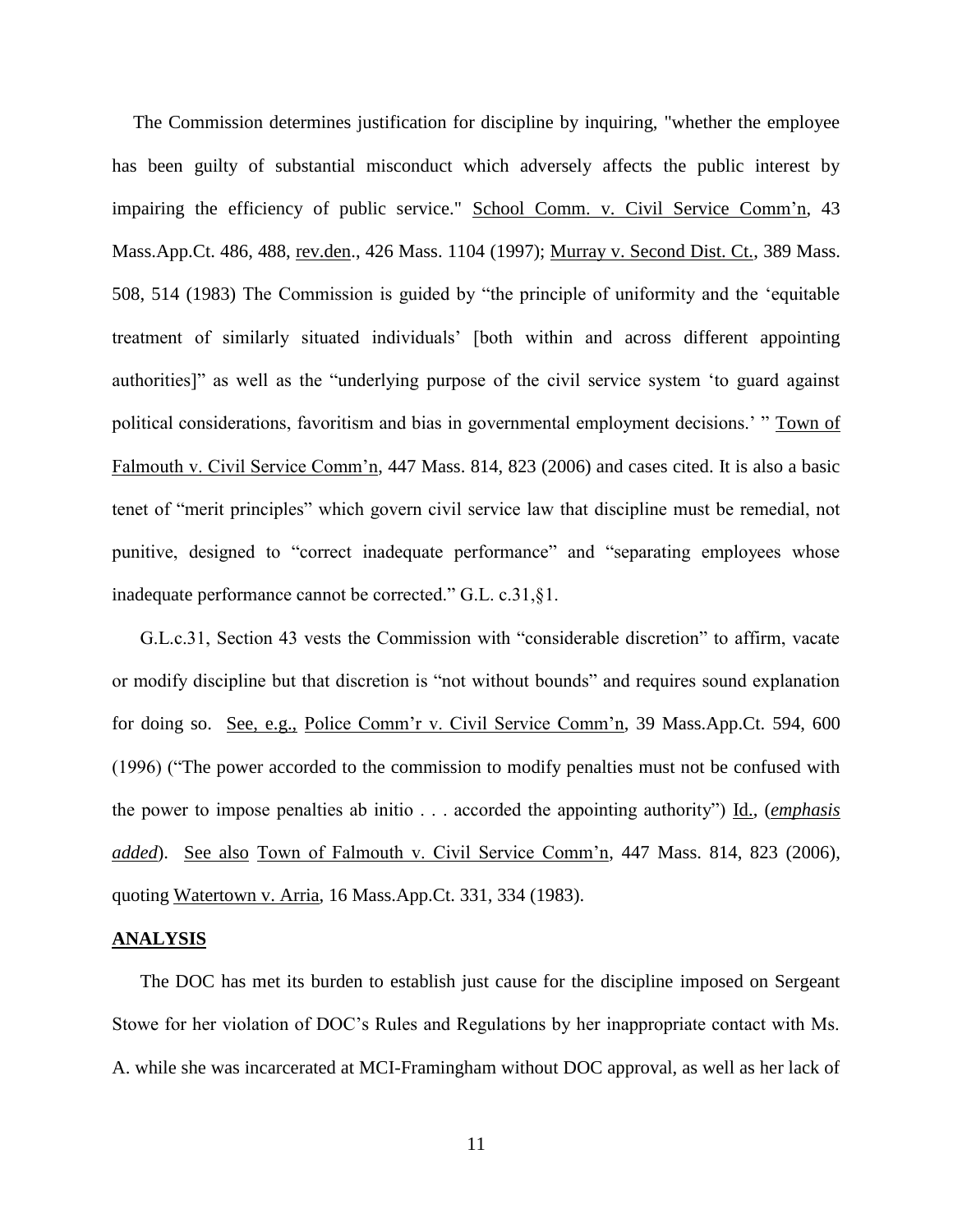The Commission determines justification for discipline by inquiring, "whether the employee has been guilty of substantial misconduct which adversely affects the public interest by impairing the efficiency of public service." School Comm. v. Civil Service Comm'n, 43 Mass.App.Ct. 486, 488, rev.den., 426 Mass. 1104 (1997); Murray v. Second Dist. Ct., 389 Mass. 508, 514 (1983) The Commission is guided by "the principle of uniformity and the 'equitable treatment of similarly situated individuals' [both within and across different appointing authorities]" as well as the "underlying purpose of the civil service system 'to guard against political considerations, favoritism and bias in governmental employment decisions.' " Town of Falmouth v. Civil Service Comm'n, 447 Mass. 814, 823 (2006) and cases cited. It is also a basic tenet of "merit principles" which govern civil service law that discipline must be remedial, not punitive, designed to "correct inadequate performance" and "separating employees whose inadequate performance cannot be corrected." G.L. c.31,§1.

G.L.c.31, Section 43 vests the Commission with "considerable discretion" to affirm, vacate or modify discipline but that discretion is "not without bounds" and requires sound explanation for doing so. See, e.g., Police Comm'r v. Civil Service Comm'n, 39 Mass.App.Ct. 594, 600 (1996) ("The power accorded to the commission to modify penalties must not be confused with the power to impose penalties ab initio . . . accorded the appointing authority") Id., (***emphasis added***). See also Town of Falmouth v. Civil Service Comm'n, 447 Mass. 814, 823 (2006), quoting Watertown v. Arria, 16 Mass.App.Ct. 331, 334 (1983).

## ANALYSIS

The DOC has met its burden to establish just cause for the discipline imposed on Sergeant Stowe for her violation of DOC's Rules and Regulations by her inappropriate contact with Ms. A. while she was incarcerated at MCI-Framingham without DOC approval, as well as her lack of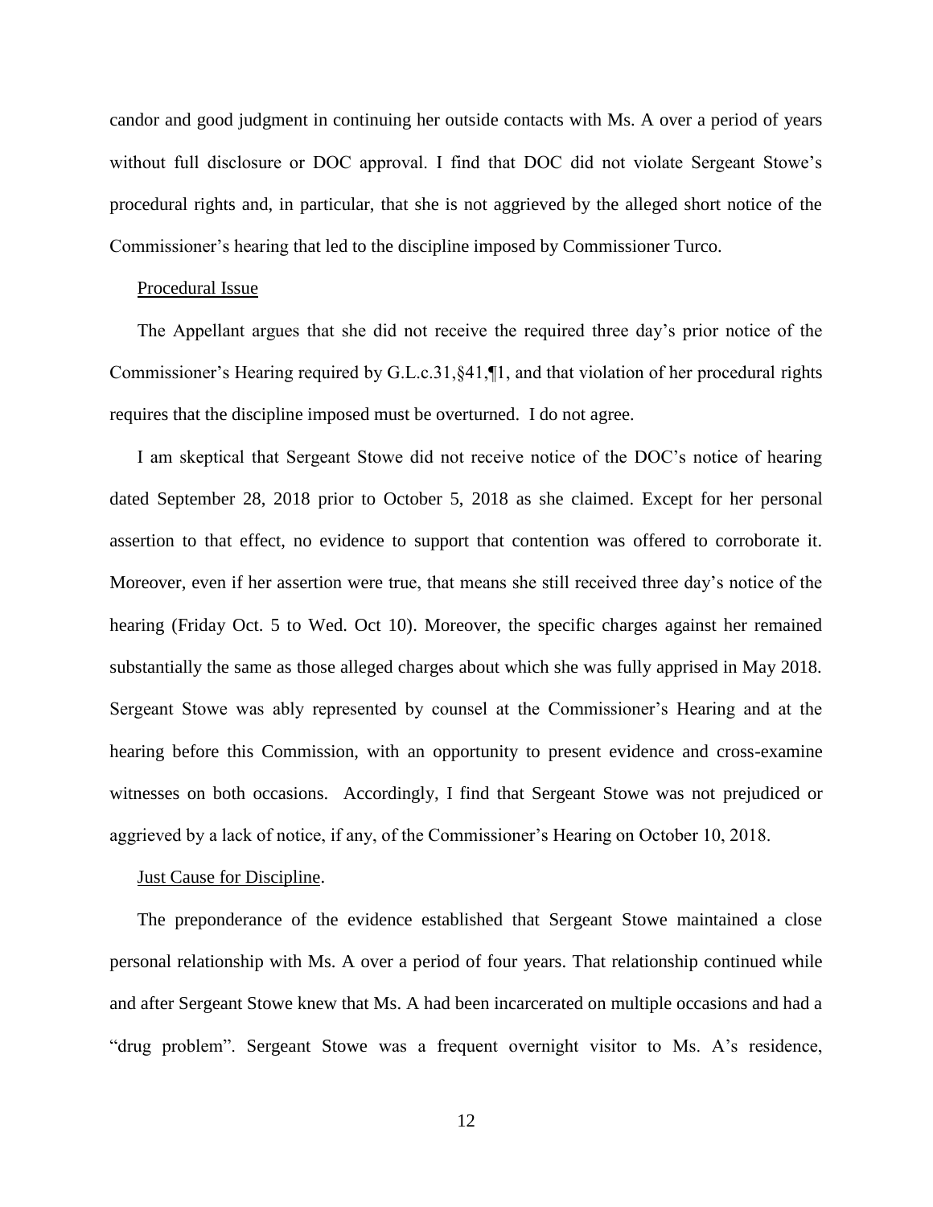candor and good judgment in continuing her outside contacts with Ms. A over a period of years without full disclosure or DOC approval. I find that DOC did not violate Sergeant Stowe's procedural rights and, in particular, that she is not aggrieved by the alleged short notice of the Commissioner's hearing that led to the discipline imposed by Commissioner Turco.

<u>Procedural Issue</u>

The Appellant argues that she did not receive the required three day's prior notice of the Commissioner's Hearing required by G.L.c.31,§41,¶1, and that violation of her procedural rights requires that the discipline imposed must be overturned. I do not agree.

I am skeptical that Sergeant Stowe did not receive notice of the DOC's notice of hearing dated September 28, 2018 prior to October 5, 2018 as she claimed. Except for her personal assertion to that effect, no evidence to support that contention was offered to corroborate it. Moreover, even if her assertion were true, that means she still received three day's notice of the hearing (Friday Oct. 5 to Wed. Oct 10). Moreover, the specific charges against her remained substantially the same as those alleged charges about which she was fully apprised in May 2018. Sergeant Stowe was ably represented by counsel at the Commissioner's Hearing and at the hearing before this Commission, with an opportunity to present evidence and cross-examine witnesses on both occasions. Accordingly, I find that Sergeant Stowe was not prejudiced or aggrieved by a lack of notice, if any, of the Commissioner's Hearing on October 10, 2018.

<u>Just Cause for Discipline</u>.

The preponderance of the evidence established that Sergeant Stowe maintained a close personal relationship with Ms. A over a period of four years. That relationship continued while and after Sergeant Stowe knew that Ms. A had been incarcerated on multiple occasions and had a "drug problem". Sergeant Stowe was a frequent overnight visitor to Ms. A's residence,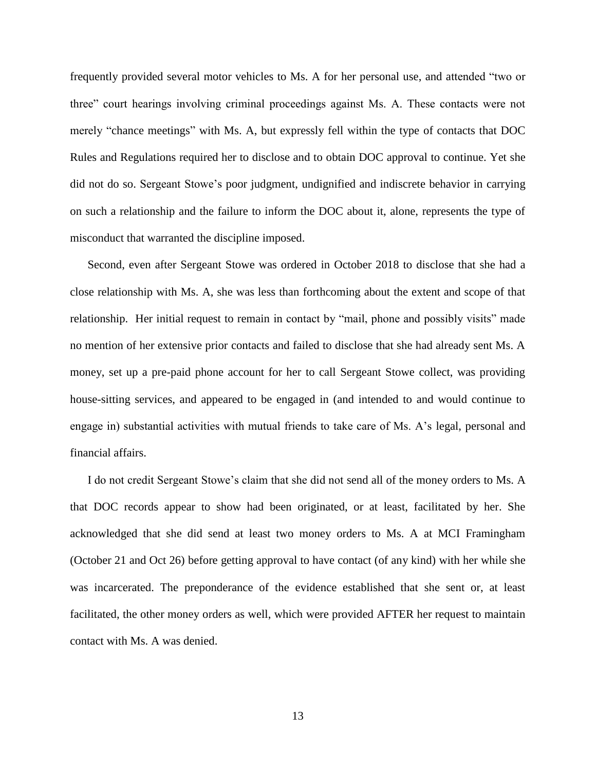frequently provided several motor vehicles to Ms. A for her personal use, and attended "two or three" court hearings involving criminal proceedings against Ms. A. These contacts were not merely "chance meetings" with Ms. A, but expressly fell within the type of contacts that DOC Rules and Regulations required her to disclose and to obtain DOC approval to continue. Yet she did not do so. Sergeant Stowe's poor judgment, undignified and indiscrete behavior in carrying on such a relationship and the failure to inform the DOC about it, alone, represents the type of misconduct that warranted the discipline imposed.

Second, even after Sergeant Stowe was ordered in October 2018 to disclose that she had a close relationship with Ms. A, she was less than forthcoming about the extent and scope of that relationship. Her initial request to remain in contact by "mail, phone and possibly visits" made no mention of her extensive prior contacts and failed to disclose that she had already sent Ms. A money, set up a pre-paid phone account for her to call Sergeant Stowe collect, was providing house-sitting services, and appeared to be engaged in (and intended to and would continue to engage in) substantial activities with mutual friends to take care of Ms. A's legal, personal and financial affairs.

I do not credit Sergeant Stowe's claim that she did not send all of the money orders to Ms. A that DOC records appear to show had been originated, or at least, facilitated by her. She acknowledged that she did send at least two money orders to Ms. A at MCI Framingham (October 21 and Oct 26) before getting approval to have contact (of any kind) with her while she was incarcerated. The preponderance of the evidence established that she sent or, at least facilitated, the other money orders as well, which were provided AFTER her request to maintain contact with Ms. A was denied.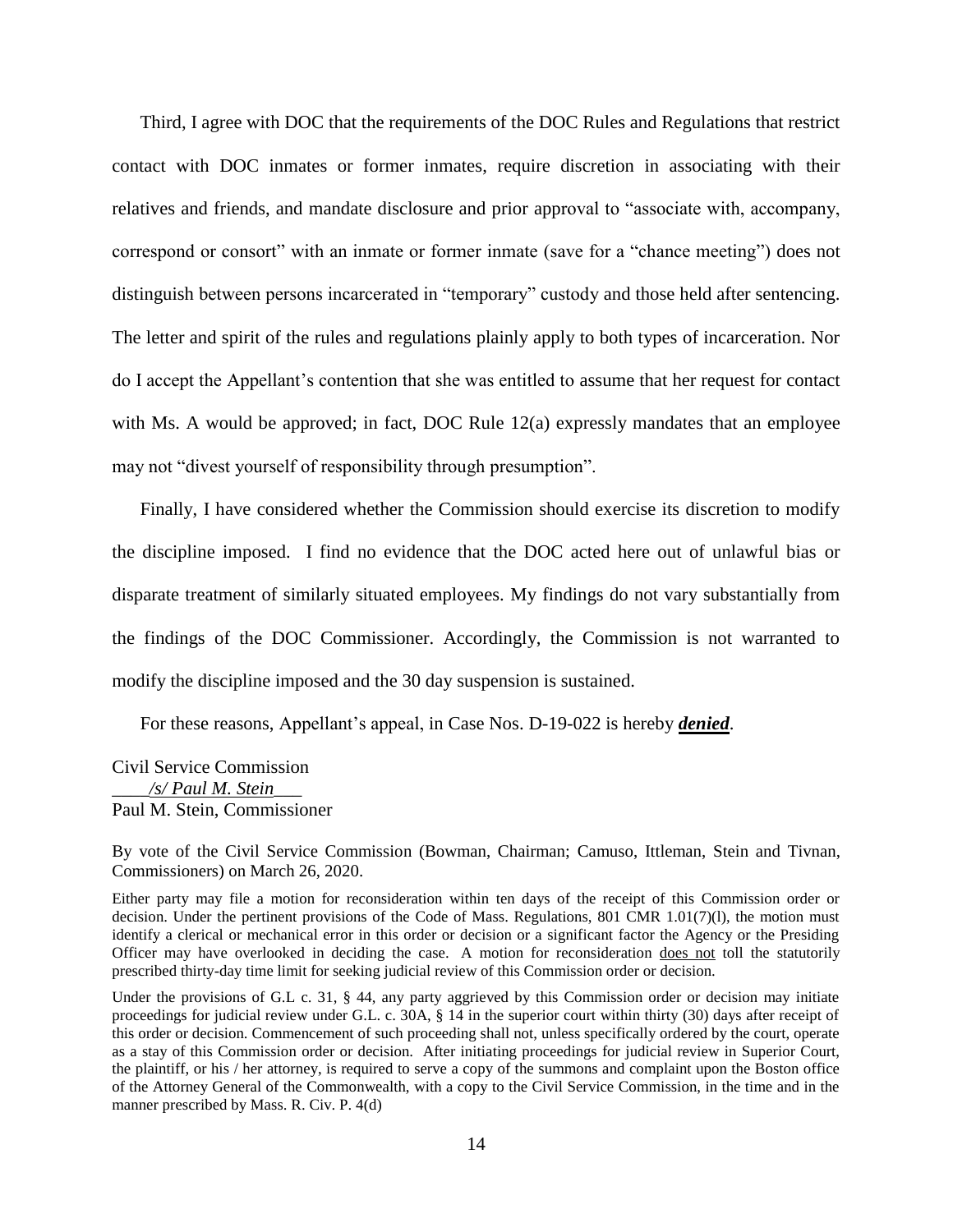Third, I agree with DOC that the requirements of the DOC Rules and Regulations that restrict contact with DOC inmates or former inmates, require discretion in associating with their relatives and friends, and mandate disclosure and prior approval to "associate with, accompany, correspond or consort" with an inmate or former inmate (save for a "chance meeting") does not distinguish between persons incarcerated in "temporary" custody and those held after sentencing. The letter and spirit of the rules and regulations plainly apply to both types of incarceration. Nor do I accept the Appellant's contention that she was entitled to assume that her request for contact with Ms. A would be approved; in fact, DOC Rule 12(a) expressly mandates that an employee may not "divest yourself of responsibility through presumption".

Finally, I have considered whether the Commission should exercise its discretion to modify the discipline imposed. I find no evidence that the DOC acted here out of unlawful bias or disparate treatment of similarly situated employees. My findings do not vary substantially from the findings of the DOC Commissioner. Accordingly, the Commission is not warranted to modify the discipline imposed and the 30 day suspension is sustained.

For these reasons, Appellant's appeal, in Case Nos. D-19-022 is hereby ***denied***.

Civil Service Commission
*/s/ Paul M. Stein*
Paul M. Stein, Commissioner

By vote of the Civil Service Commission (Bowman, Chairman; Camuso, Ittleman, Stein and Tivnan, Commissioners) on March 26, 2020.

Either party may file a motion for reconsideration within ten days of the receipt of this Commission order or decision. Under the pertinent provisions of the Code of Mass. Regulations, 801 CMR 1.01(7)(l), the motion must identify a clerical or mechanical error in this order or decision or a significant factor the Agency or the Presiding Officer may have overlooked in deciding the case. A motion for reconsideration does not toll the statutorily prescribed thirty-day time limit for seeking judicial review of this Commission order or decision.

Under the provisions of G.L c. 31, § 44, any party aggrieved by this Commission order or decision may initiate proceedings for judicial review under G.L. c. 30A, § 14 in the superior court within thirty (30) days after receipt of this order or decision. Commencement of such proceeding shall not, unless specifically ordered by the court, operate as a stay of this Commission order or decision. After initiating proceedings for judicial review in Superior Court, the plaintiff, or his / her attorney, is required to serve a copy of the summons and complaint upon the Boston office of the Attorney General of the Commonwealth, with a copy to the Civil Service Commission, in the time and in the manner prescribed by Mass. R. Civ. P. 4(d)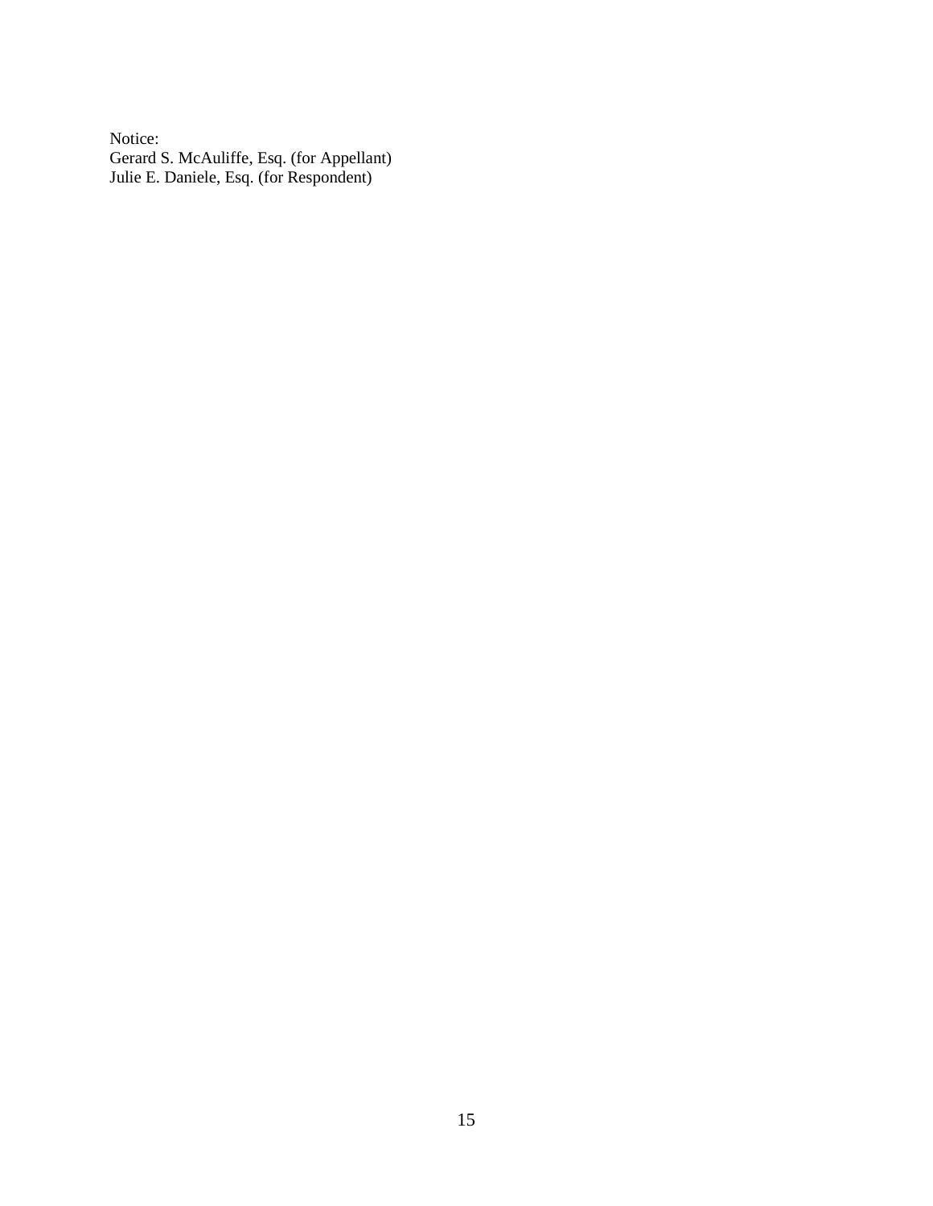Notice:
Gerard S. McAuliffe, Esq. (for Appellant)
Julie E. Daniele, Esq. (for Respondent)